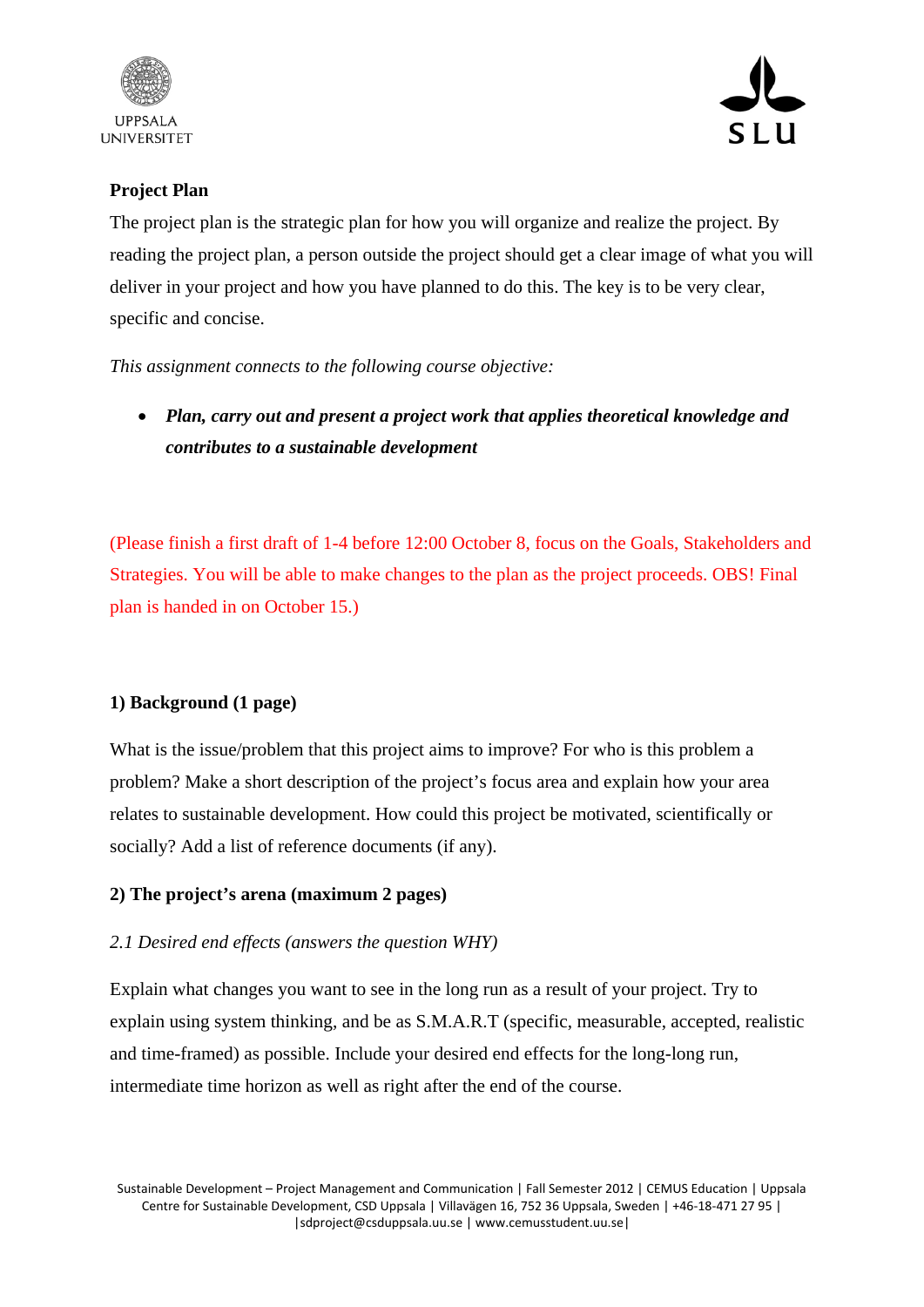UPPSALA UNIVERSITET

SLU

## Project Plan

The project plan is the strategic plan for how you will organize and realize the project. By reading the project plan, a person outside the project should get a clear image of what you will deliver in your project and how you have planned to do this. The key is to be very clear, specific and concise.

*This assignment connects to the following course objective:*

- ***Plan, carry out and present a project work that applies theoretical knowledge and contributes to a sustainable development***

(Please finish a first draft of 1-4 before 12:00 October 8, focus on the Goals, Stakeholders and Strategies. You will be able to make changes to the plan as the project proceeds. OBS! Final plan is handed in on October 15.)

### 1) Background (1 page)

What is the issue/problem that this project aims to improve? For who is this problem a problem? Make a short description of the project's focus area and explain how your area relates to sustainable development. How could this project be motivated, scientifically or socially? Add a list of reference documents (if any).

### 2) The project's arena (maximum 2 pages)

*2.1 Desired end effects (answers the question WHY)*

Explain what changes you want to see in the long run as a result of your project. Try to explain using system thinking, and be as S.M.A.R.T (specific, measurable, accepted, realistic and time-framed) as possible. Include your desired end effects for the long-long run, intermediate time horizon as well as right after the end of the course.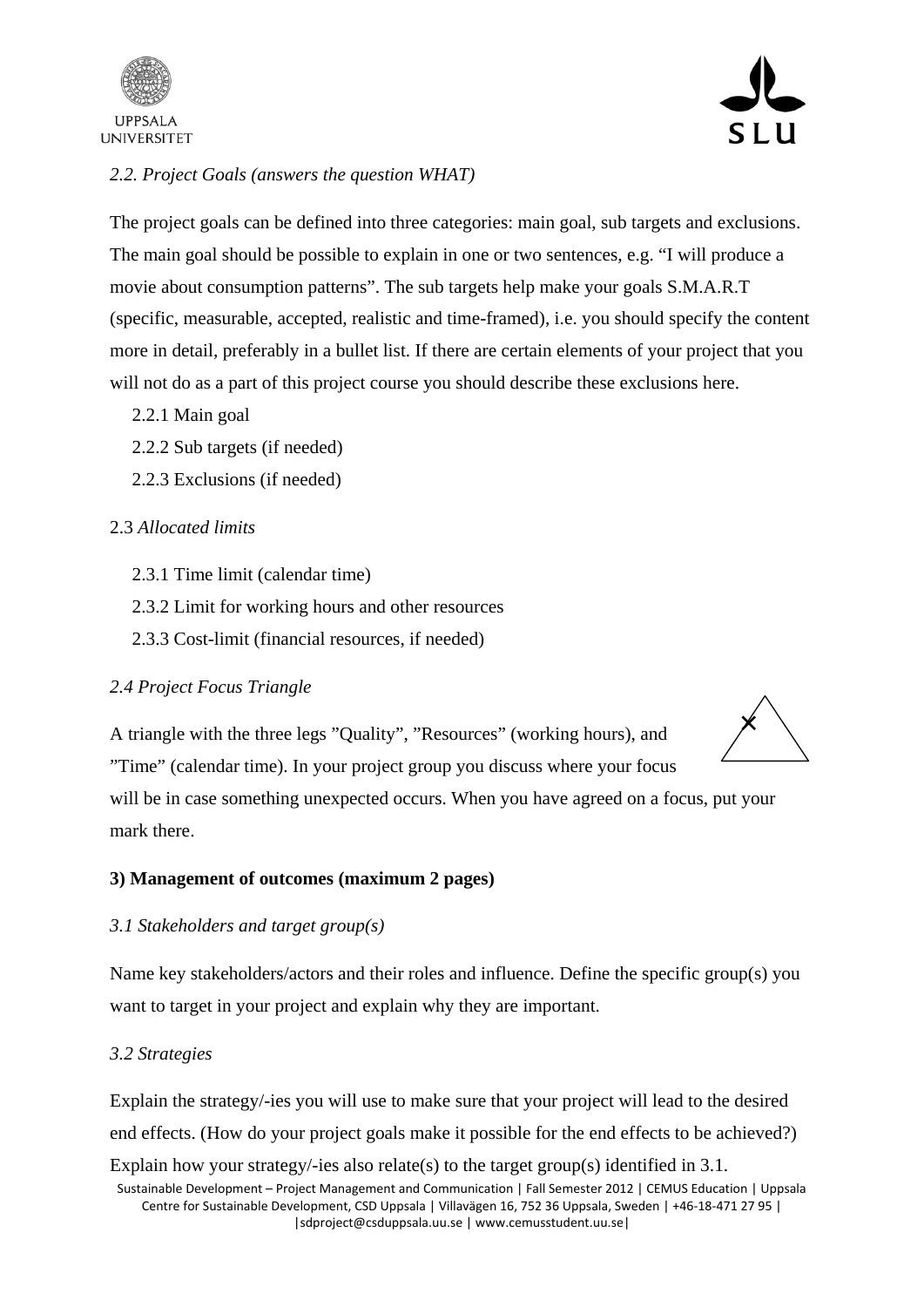*2.2. Project Goals (answers the question WHAT)*

The project goals can be defined into three categories: main goal, sub targets and exclusions. The main goal should be possible to explain in one or two sentences, e.g. "I will produce a movie about consumption patterns". The sub targets help make your goals S.M.A.R.T (specific, measurable, accepted, realistic and time-framed), i.e. you should specify the content more in detail, preferably in a bullet list. If there are certain elements of your project that you will not do as a part of this project course you should describe these exclusions here.

2.2.1 Main goal

2.2.2 Sub targets (if needed)

2.2.3 Exclusions (if needed)

2.3 *Allocated limits*

2.3.1 Time limit (calendar time)

2.3.2 Limit for working hours and other resources

2.3.3 Cost-limit (financial resources, if needed)

*2.4 Project Focus Triangle*

A triangle with the three legs "Quality", "Resources" (working hours), and "Time" (calendar time). In your project group you discuss where your focus will be in case something unexpected occurs. When you have agreed on a focus, put your mark there.

**3) Management of outcomes (maximum 2 pages)**

*3.1 Stakeholders and target group(s)*

Name key stakeholders/actors and their roles and influence. Define the specific group(s) you want to target in your project and explain why they are important.

*3.2 Strategies*

Explain the strategy/-ies you will use to make sure that your project will lead to the desired end effects. (How do your project goals make it possible for the end effects to be achieved?) Explain how your strategy/-ies also relate(s) to the target group(s) identified in 3.1.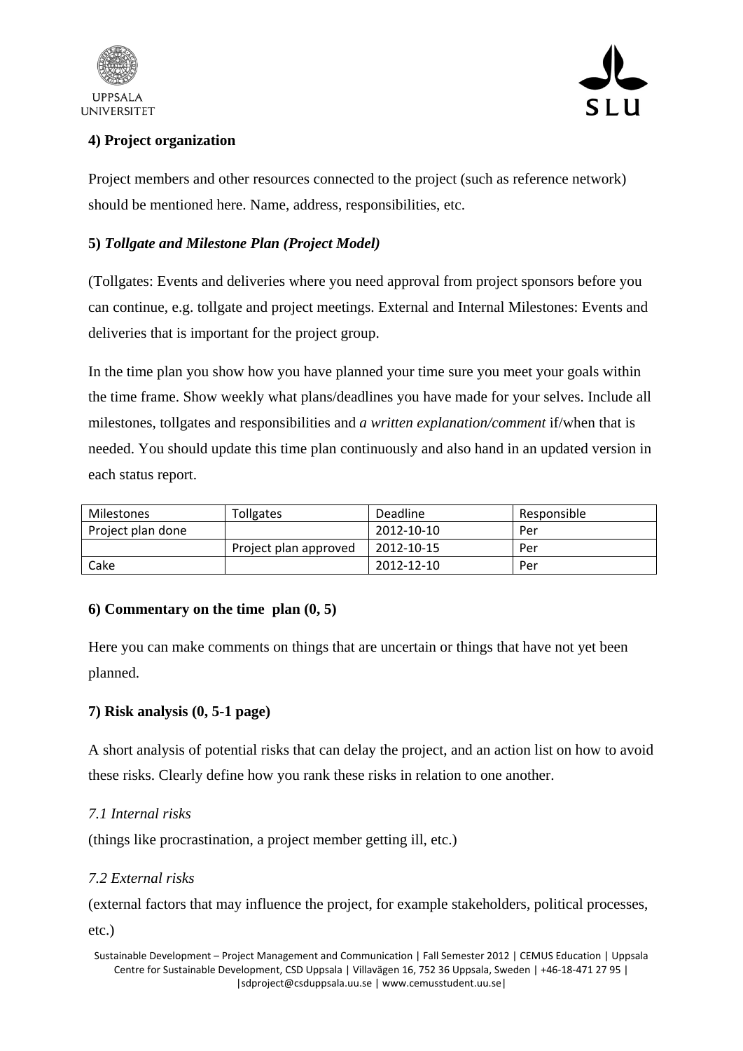**4) Project organization**

Project members and other resources connected to the project (such as reference network) should be mentioned here. Name, address, responsibilities, etc.

**5)** ***Tollgate and Milestone Plan (Project Model)***

(Tollgates: Events and deliveries where you need approval from project sponsors before you can continue, e.g. tollgate and project meetings. External and Internal Milestones: Events and deliveries that is important for the project group.

In the time plan you show how you have planned your time sure you meet your goals within the time frame. Show weekly what plans/deadlines you have made for your selves. Include all milestones, tollgates and responsibilities and *a written explanation/comment* if/when that is needed. You should update this time plan continuously and also hand in an updated version in each status report.

| Milestones | Tollgates | Deadline | Responsible |
|---|---|---|---|
| Project plan done | | 2012-10-10 | Per |
| | Project plan approved | 2012-10-15 | Per |
| Cake | | 2012-12-10 | Per |

**6) Commentary on the time plan (0, 5)**

Here you can make comments on things that are uncertain or things that have not yet been planned.

**7) Risk analysis (0, 5-1 page)**

A short analysis of potential risks that can delay the project, and an action list on how to avoid these risks. Clearly define how you rank these risks in relation to one another.

*7.1 Internal risks*

(things like procrastination, a project member getting ill, etc.)

*7.2 External risks*

(external factors that may influence the project, for example stakeholders, political processes, etc.)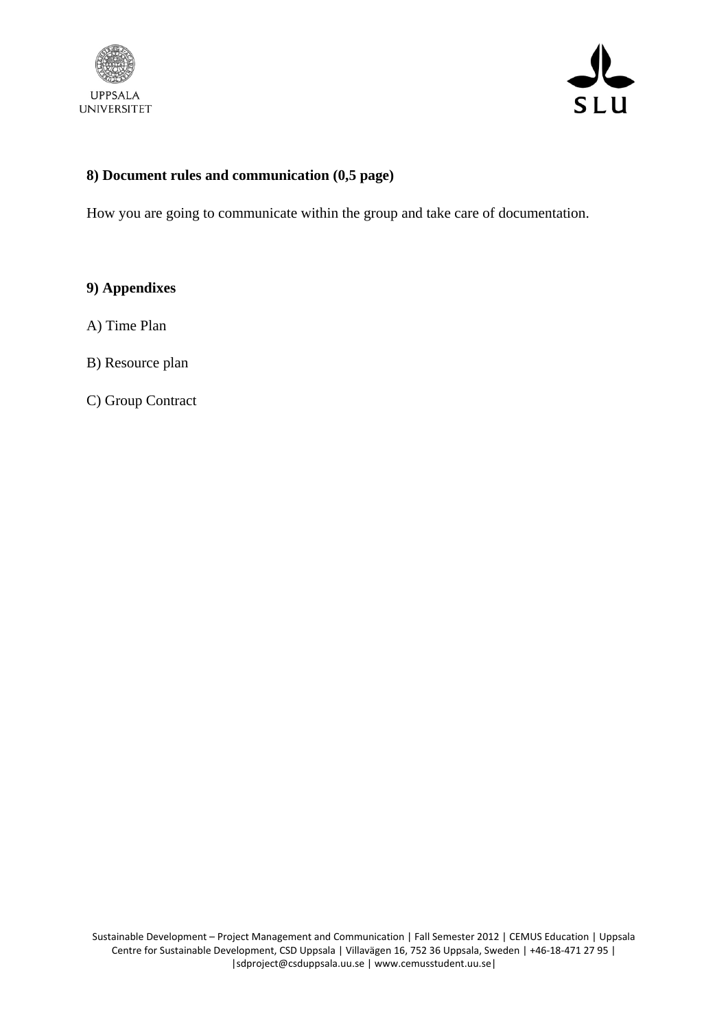**8) Document rules and communication (0,5 page)**

How you are going to communicate within the group and take care of documentation.

**9) Appendixes**

A) Time Plan

B) Resource plan

C) Group Contract